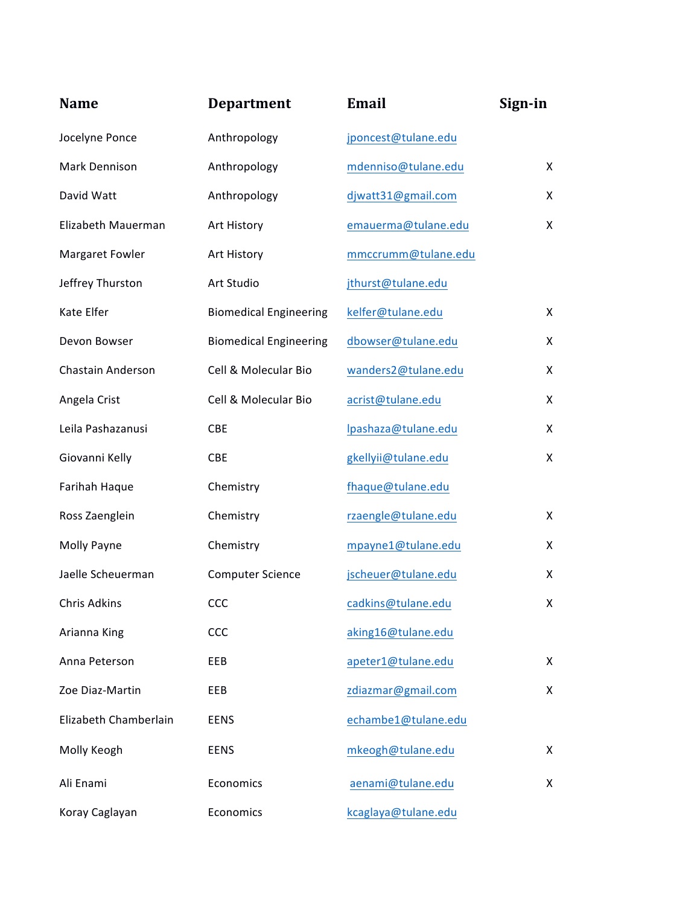| Name | Department | Email | Sign-in |
|---|---|---|---|
| Jocelyne Ponce | Anthropology | jponcest@tulane.edu | |
| Mark Dennison | Anthropology | mdenniso@tulane.edu | X |
| David Watt | Anthropology | djwatt31@gmail.com | X |
| Elizabeth Mauerman | Art History | emauerma@tulane.edu | X |
| Margaret Fowler | Art History | mmccrumm@tulane.edu | |
| Jeffrey Thurston | Art Studio | jthurst@tulane.edu | |
| Kate Elfer | Biomedical Engineering | kelfer@tulane.edu | X |
| Devon Bowser | Biomedical Engineering | dbowser@tulane.edu | X |
| Chastain Anderson | Cell & Molecular Bio | wanders2@tulane.edu | X |
| Angela Crist | Cell & Molecular Bio | acrist@tulane.edu | X |
| Leila Pashazanusi | CBE | lpashaza@tulane.edu | X |
| Giovanni Kelly | CBE | gkellyii@tulane.edu | X |
| Farihah Haque | Chemistry | fhaque@tulane.edu | |
| Ross Zaenglein | Chemistry | rzaengle@tulane.edu | X |
| Molly Payne | Chemistry | mpayne1@tulane.edu | X |
| Jaelle Scheuerman | Computer Science | jscheuer@tulane.edu | X |
| Chris Adkins | CCC | cadkins@tulane.edu | X |
| Arianna King | CCC | aking16@tulane.edu | |
| Anna Peterson | EEB | apeter1@tulane.edu | X |
| Zoe Diaz-Martin | EEB | zdiazmar@gmail.com | X |
| Elizabeth Chamberlain | EENS | echambe1@tulane.edu | |
| Molly Keogh | EENS | mkeogh@tulane.edu | X |
| Ali Enami | Economics | aenami@tulane.edu | X |
| Koray Caglayan | Economics | kcaglaya@tulane.edu | |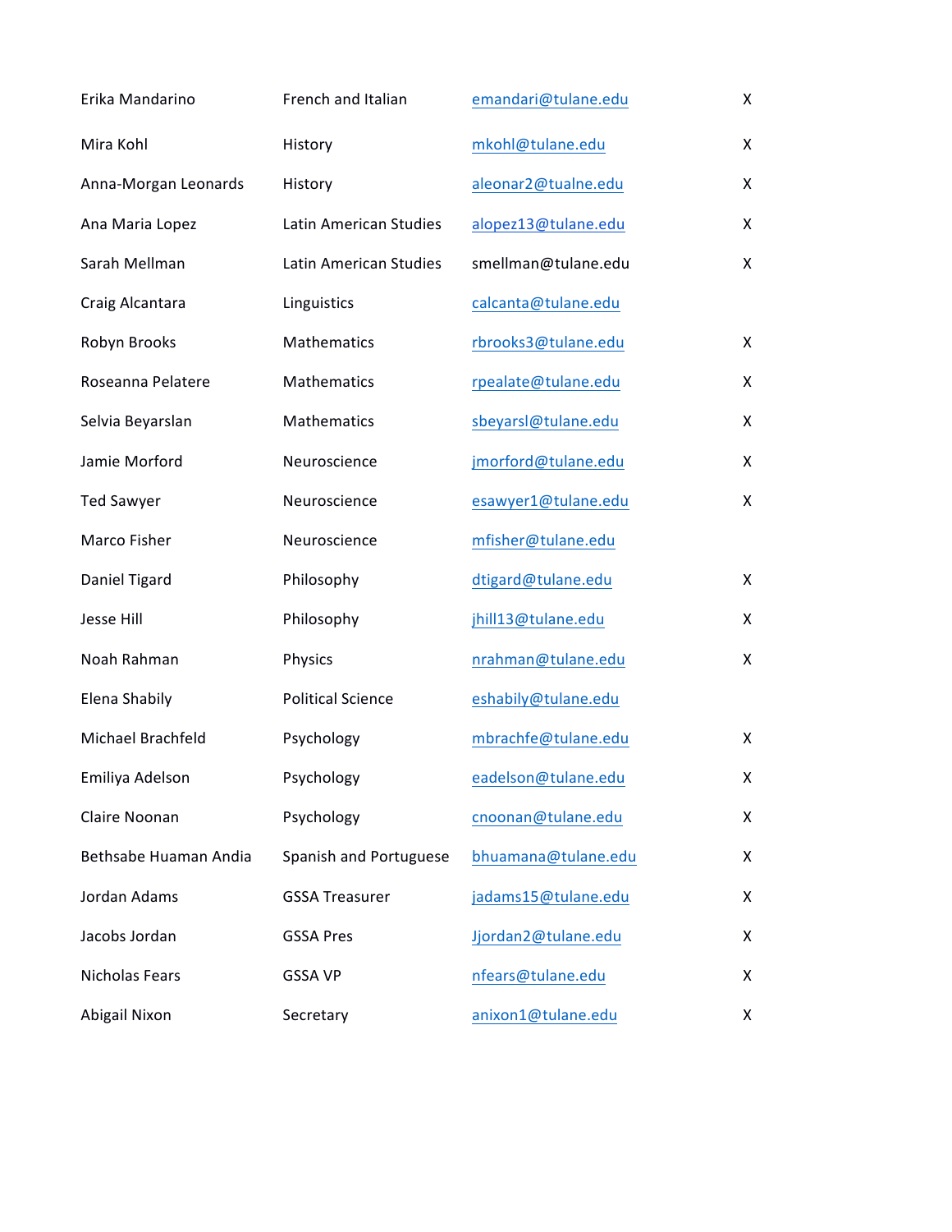| | | | |
|---|---|---|---|
| Erika Mandarino | French and Italian | emandari@tulane.edu | X |
| Mira Kohl | History | mkohl@tulane.edu | X |
| Anna-Morgan Leonards | History | aleonar2@tualne.edu | X |
| Ana Maria Lopez | Latin American Studies | alopez13@tulane.edu | X |
| Sarah Mellman | Latin American Studies | smellman@tulane.edu | X |
| Craig Alcantara | Linguistics | calcanta@tulane.edu | |
| Robyn Brooks | Mathematics | rbrooks3@tulane.edu | X |
| Roseanna Pelatere | Mathematics | rpealate@tulane.edu | X |
| Selvia Beyarslan | Mathematics | sbeyarsl@tulane.edu | X |
| Jamie Morford | Neuroscience | jmorford@tulane.edu | X |
| Ted Sawyer | Neuroscience | esawyer1@tulane.edu | X |
| Marco Fisher | Neuroscience | mfisher@tulane.edu | |
| Daniel Tigard | Philosophy | dtigard@tulane.edu | X |
| Jesse Hill | Philosophy | jhill13@tulane.edu | X |
| Noah Rahman | Physics | nrahman@tulane.edu | X |
| Elena Shabily | Political Science | eshabily@tulane.edu | |
| Michael Brachfeld | Psychology | mbrachfe@tulane.edu | X |
| Emiliya Adelson | Psychology | eadelson@tulane.edu | X |
| Claire Noonan | Psychology | cnoonan@tulane.edu | X |
| Bethsabe Huaman Andia | Spanish and Portuguese | bhuamana@tulane.edu | X |
| Jordan Adams | GSSA Treasurer | jadams15@tulane.edu | X |
| Jacobs Jordan | GSSA Pres | Jjordan2@tulane.edu | X |
| Nicholas Fears | GSSA VP | nfears@tulane.edu | X |
| Abigail Nixon | Secretary | anixon1@tulane.edu | X |